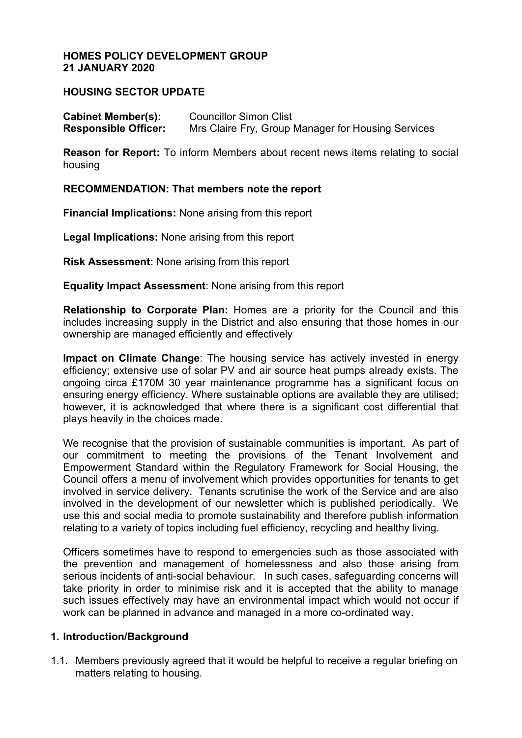**HOMES POLICY DEVELOPMENT GROUP**
**21 JANUARY 2020**

**HOUSING SECTOR UPDATE**

**Cabinet Member(s):** Councillor Simon Clist
**Responsible Officer:** Mrs Claire Fry, Group Manager for Housing Services

**Reason for Report:** To inform Members about recent news items relating to social housing

**RECOMMENDATION: That members note the report**

**Financial Implications:** None arising from this report

**Legal Implications:** None arising from this report

**Risk Assessment:** None arising from this report

**Equality Impact Assessment**: None arising from this report

**Relationship to Corporate Plan:** Homes are a priority for the Council and this includes increasing supply in the District and also ensuring that those homes in our ownership are managed efficiently and effectively

**Impact on Climate Change**: The housing service has actively invested in energy efficiency; extensive use of solar PV and air source heat pumps already exists. The ongoing circa £170M 30 year maintenance programme has a significant focus on ensuring energy efficiency. Where sustainable options are available they are utilised; however, it is acknowledged that where there is a significant cost differential that plays heavily in the choices made.

We recognise that the provision of sustainable communities is important. As part of our commitment to meeting the provisions of the Tenant Involvement and Empowerment Standard within the Regulatory Framework for Social Housing, the Council offers a menu of involvement which provides opportunities for tenants to get involved in service delivery. Tenants scrutinise the work of the Service and are also involved in the development of our newsletter which is published periodically. We use this and social media to promote sustainability and therefore publish information relating to a variety of topics including fuel efficiency, recycling and healthy living.

Officers sometimes have to respond to emergencies such as those associated with the prevention and management of homelessness and also those arising from serious incidents of anti-social behaviour. In such cases, safeguarding concerns will take priority in order to minimise risk and it is accepted that the ability to manage such issues effectively may have an environmental impact which would not occur if work can be planned in advance and managed in a more co-ordinated way.

## 1. Introduction/Background

1.1. Members previously agreed that it would be helpful to receive a regular briefing on matters relating to housing.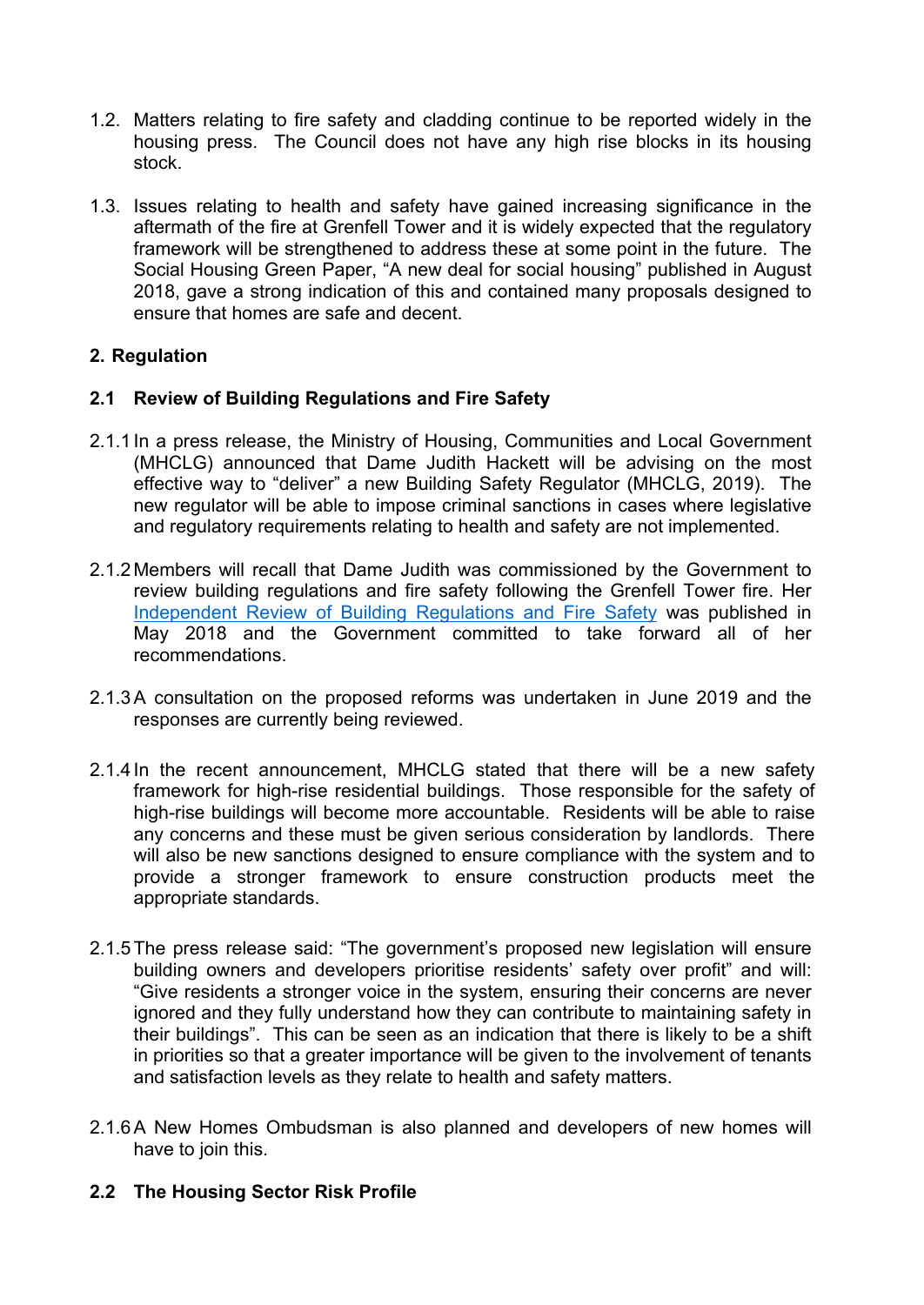1.2. Matters relating to fire safety and cladding continue to be reported widely in the housing press. The Council does not have any high rise blocks in its housing stock.

1.3. Issues relating to health and safety have gained increasing significance in the aftermath of the fire at Grenfell Tower and it is widely expected that the regulatory framework will be strengthened to address these at some point in the future. The Social Housing Green Paper, "A new deal for social housing" published in August 2018, gave a strong indication of this and contained many proposals designed to ensure that homes are safe and decent.

## 2. Regulation

### 2.1 Review of Building Regulations and Fire Safety

2.1.1 In a press release, the Ministry of Housing, Communities and Local Government (MHCLG) announced that Dame Judith Hackett will be advising on the most effective way to "deliver" a new Building Safety Regulator (MHCLG, 2019). The new regulator will be able to impose criminal sanctions in cases where legislative and regulatory requirements relating to health and safety are not implemented.

2.1.2 Members will recall that Dame Judith was commissioned by the Government to review building regulations and fire safety following the Grenfell Tower fire. Her Independent Review of Building Regulations and Fire Safety was published in May 2018 and the Government committed to take forward all of her recommendations.

2.1.3 A consultation on the proposed reforms was undertaken in June 2019 and the responses are currently being reviewed.

2.1.4 In the recent announcement, MHCLG stated that there will be a new safety framework for high-rise residential buildings. Those responsible for the safety of high-rise buildings will become more accountable. Residents will be able to raise any concerns and these must be given serious consideration by landlords. There will also be new sanctions designed to ensure compliance with the system and to provide a stronger framework to ensure construction products meet the appropriate standards.

2.1.5 The press release said: "The government's proposed new legislation will ensure building owners and developers prioritise residents' safety over profit" and will: "Give residents a stronger voice in the system, ensuring their concerns are never ignored and they fully understand how they can contribute to maintaining safety in their buildings". This can be seen as an indication that there is likely to be a shift in priorities so that a greater importance will be given to the involvement of tenants and satisfaction levels as they relate to health and safety matters.

2.1.6 A New Homes Ombudsman is also planned and developers of new homes will have to join this.

### 2.2 The Housing Sector Risk Profile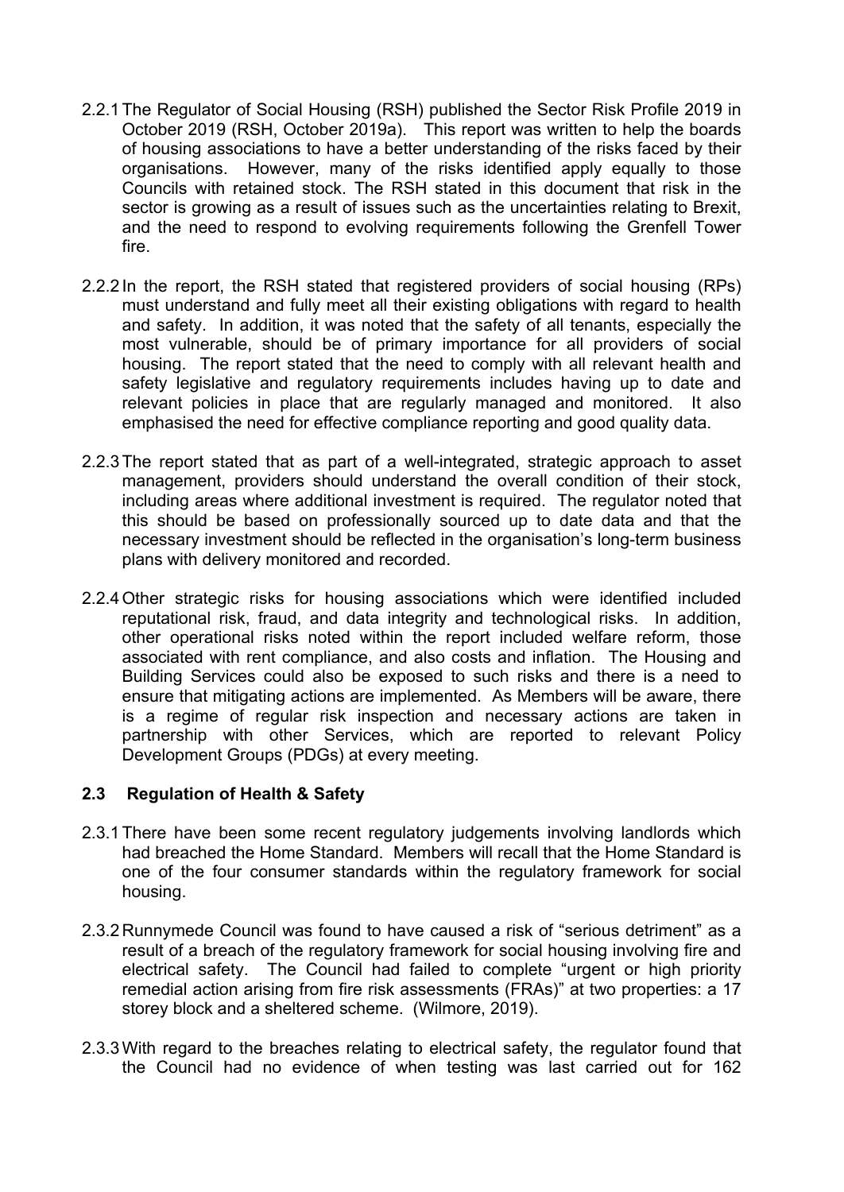2.2.1 The Regulator of Social Housing (RSH) published the Sector Risk Profile 2019 in October 2019 (RSH, October 2019a). This report was written to help the boards of housing associations to have a better understanding of the risks faced by their organisations. However, many of the risks identified apply equally to those Councils with retained stock. The RSH stated in this document that risk in the sector is growing as a result of issues such as the uncertainties relating to Brexit, and the need to respond to evolving requirements following the Grenfell Tower fire.

2.2.2 In the report, the RSH stated that registered providers of social housing (RPs) must understand and fully meet all their existing obligations with regard to health and safety. In addition, it was noted that the safety of all tenants, especially the most vulnerable, should be of primary importance for all providers of social housing. The report stated that the need to comply with all relevant health and safety legislative and regulatory requirements includes having up to date and relevant policies in place that are regularly managed and monitored. It also emphasised the need for effective compliance reporting and good quality data.

2.2.3 The report stated that as part of a well-integrated, strategic approach to asset management, providers should understand the overall condition of their stock, including areas where additional investment is required. The regulator noted that this should be based on professionally sourced up to date data and that the necessary investment should be reflected in the organisation's long-term business plans with delivery monitored and recorded.

2.2.4 Other strategic risks for housing associations which were identified included reputational risk, fraud, and data integrity and technological risks. In addition, other operational risks noted within the report included welfare reform, those associated with rent compliance, and also costs and inflation. The Housing and Building Services could also be exposed to such risks and there is a need to ensure that mitigating actions are implemented. As Members will be aware, there is a regime of regular risk inspection and necessary actions are taken in partnership with other Services, which are reported to relevant Policy Development Groups (PDGs) at every meeting.

## 2.3 Regulation of Health & Safety

2.3.1 There have been some recent regulatory judgements involving landlords which had breached the Home Standard. Members will recall that the Home Standard is one of the four consumer standards within the regulatory framework for social housing.

2.3.2 Runnymede Council was found to have caused a risk of "serious detriment" as a result of a breach of the regulatory framework for social housing involving fire and electrical safety. The Council had failed to complete "urgent or high priority remedial action arising from fire risk assessments (FRAs)" at two properties: a 17 storey block and a sheltered scheme. (Wilmore, 2019).

2.3.3 With regard to the breaches relating to electrical safety, the regulator found that the Council had no evidence of when testing was last carried out for 162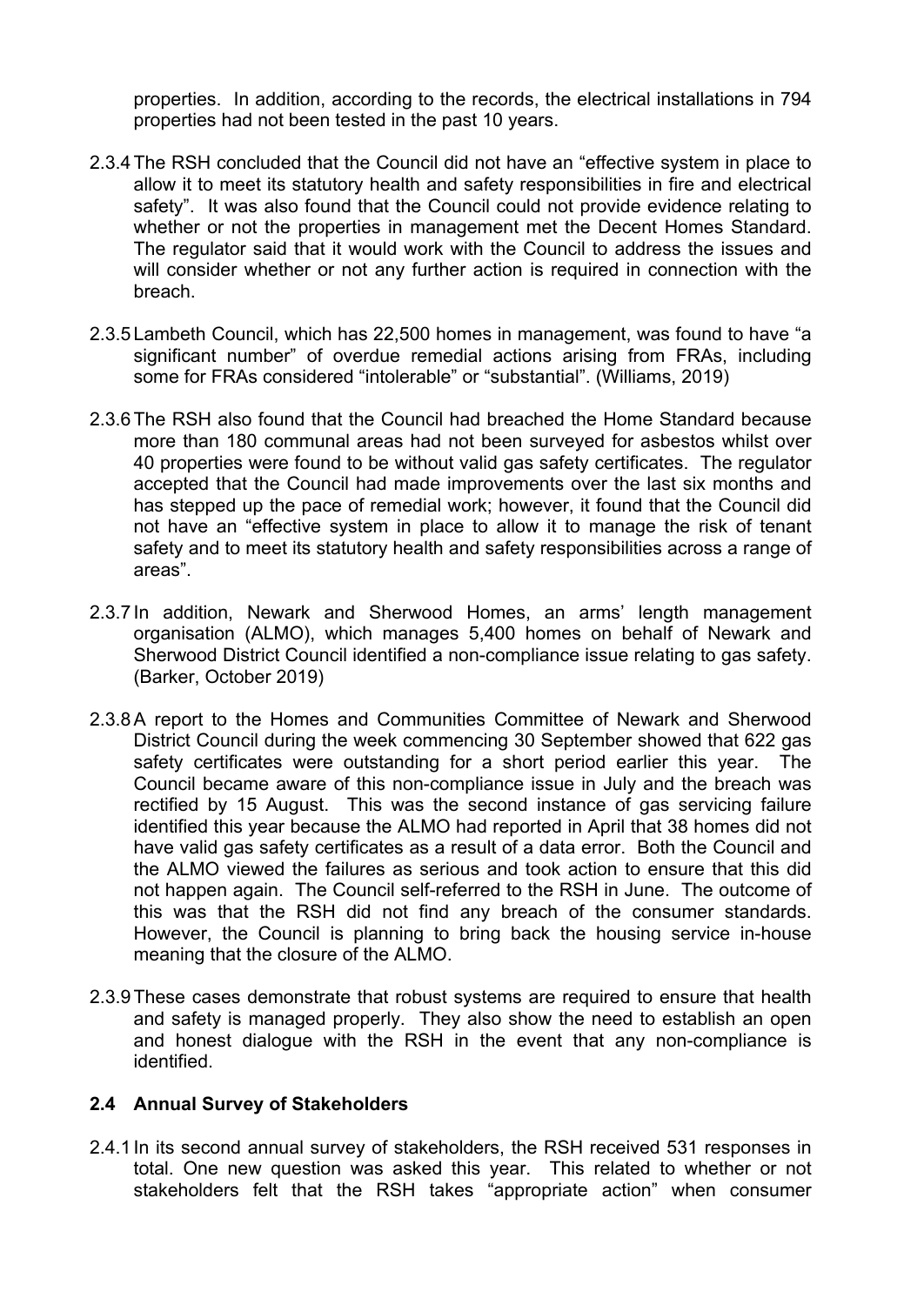properties. In addition, according to the records, the electrical installations in 794 properties had not been tested in the past 10 years.

2.3.4 The RSH concluded that the Council did not have an "effective system in place to allow it to meet its statutory health and safety responsibilities in fire and electrical safety". It was also found that the Council could not provide evidence relating to whether or not the properties in management met the Decent Homes Standard. The regulator said that it would work with the Council to address the issues and will consider whether or not any further action is required in connection with the breach.

2.3.5 Lambeth Council, which has 22,500 homes in management, was found to have "a significant number" of overdue remedial actions arising from FRAs, including some for FRAs considered "intolerable" or "substantial". (Williams, 2019)

2.3.6 The RSH also found that the Council had breached the Home Standard because more than 180 communal areas had not been surveyed for asbestos whilst over 40 properties were found to be without valid gas safety certificates. The regulator accepted that the Council had made improvements over the last six months and has stepped up the pace of remedial work; however, it found that the Council did not have an "effective system in place to allow it to manage the risk of tenant safety and to meet its statutory health and safety responsibilities across a range of areas".

2.3.7 In addition, Newark and Sherwood Homes, an arms' length management organisation (ALMO), which manages 5,400 homes on behalf of Newark and Sherwood District Council identified a non-compliance issue relating to gas safety. (Barker, October 2019)

2.3.8 A report to the Homes and Communities Committee of Newark and Sherwood District Council during the week commencing 30 September showed that 622 gas safety certificates were outstanding for a short period earlier this year. The Council became aware of this non-compliance issue in July and the breach was rectified by 15 August. This was the second instance of gas servicing failure identified this year because the ALMO had reported in April that 38 homes did not have valid gas safety certificates as a result of a data error. Both the Council and the ALMO viewed the failures as serious and took action to ensure that this did not happen again. The Council self-referred to the RSH in June. The outcome of this was that the RSH did not find any breach of the consumer standards. However, the Council is planning to bring back the housing service in-house meaning that the closure of the ALMO.

2.3.9 These cases demonstrate that robust systems are required to ensure that health and safety is managed properly. They also show the need to establish an open and honest dialogue with the RSH in the event that any non-compliance is identified.

## 2.4 Annual Survey of Stakeholders

2.4.1 In its second annual survey of stakeholders, the RSH received 531 responses in total. One new question was asked this year. This related to whether or not stakeholders felt that the RSH takes "appropriate action" when consumer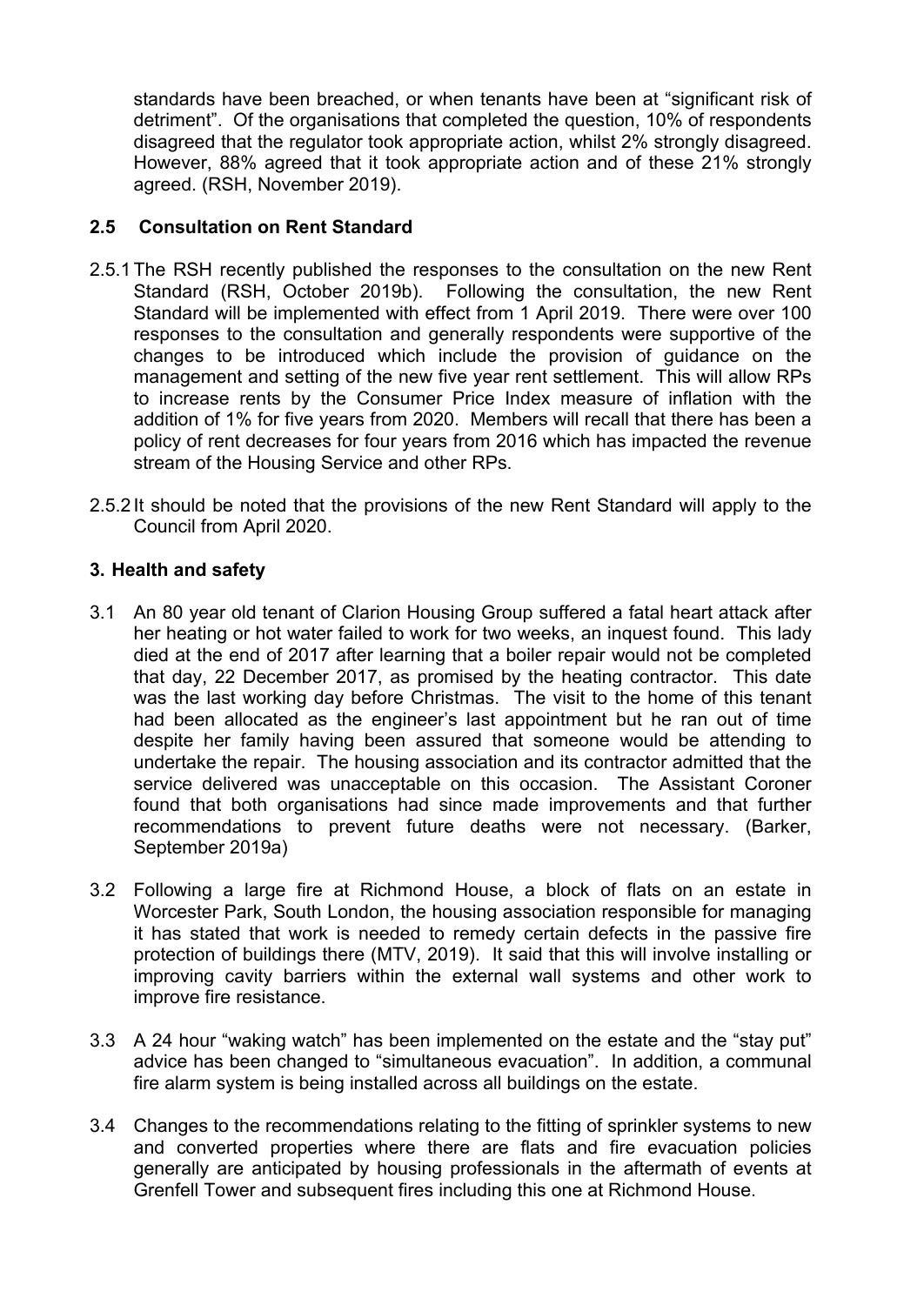standards have been breached, or when tenants have been at "significant risk of detriment". Of the organisations that completed the question, 10% of respondents disagreed that the regulator took appropriate action, whilst 2% strongly disagreed. However, 88% agreed that it took appropriate action and of these 21% strongly agreed. (RSH, November 2019).

### 2.5 Consultation on Rent Standard

2.5.1 The RSH recently published the responses to the consultation on the new Rent Standard (RSH, October 2019b). Following the consultation, the new Rent Standard will be implemented with effect from 1 April 2019. There were over 100 responses to the consultation and generally respondents were supportive of the changes to be introduced which include the provision of guidance on the management and setting of the new five year rent settlement. This will allow RPs to increase rents by the Consumer Price Index measure of inflation with the addition of 1% for five years from 2020. Members will recall that there has been a policy of rent decreases for four years from 2016 which has impacted the revenue stream of the Housing Service and other RPs.

2.5.2 It should be noted that the provisions of the new Rent Standard will apply to the Council from April 2020.

## 3. Health and safety

3.1 An 80 year old tenant of Clarion Housing Group suffered a fatal heart attack after her heating or hot water failed to work for two weeks, an inquest found. This lady died at the end of 2017 after learning that a boiler repair would not be completed that day, 22 December 2017, as promised by the heating contractor. This date was the last working day before Christmas. The visit to the home of this tenant had been allocated as the engineer's last appointment but he ran out of time despite her family having been assured that someone would be attending to undertake the repair. The housing association and its contractor admitted that the service delivered was unacceptable on this occasion. The Assistant Coroner found that both organisations had since made improvements and that further recommendations to prevent future deaths were not necessary. (Barker, September 2019a)

3.2 Following a large fire at Richmond House, a block of flats on an estate in Worcester Park, South London, the housing association responsible for managing it has stated that work is needed to remedy certain defects in the passive fire protection of buildings there (MTV, 2019). It said that this will involve installing or improving cavity barriers within the external wall systems and other work to improve fire resistance.

3.3 A 24 hour "waking watch" has been implemented on the estate and the "stay put" advice has been changed to "simultaneous evacuation". In addition, a communal fire alarm system is being installed across all buildings on the estate.

3.4 Changes to the recommendations relating to the fitting of sprinkler systems to new and converted properties where there are flats and fire evacuation policies generally are anticipated by housing professionals in the aftermath of events at Grenfell Tower and subsequent fires including this one at Richmond House.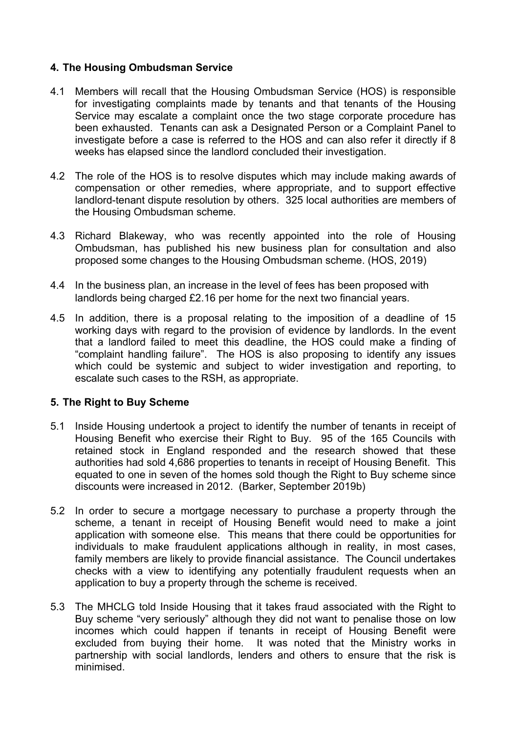## 4. The Housing Ombudsman Service

4.1 Members will recall that the Housing Ombudsman Service (HOS) is responsible for investigating complaints made by tenants and that tenants of the Housing Service may escalate a complaint once the two stage corporate procedure has been exhausted. Tenants can ask a Designated Person or a Complaint Panel to investigate before a case is referred to the HOS and can also refer it directly if 8 weeks has elapsed since the landlord concluded their investigation.

4.2 The role of the HOS is to resolve disputes which may include making awards of compensation or other remedies, where appropriate, and to support effective landlord-tenant dispute resolution by others. 325 local authorities are members of the Housing Ombudsman scheme.

4.3 Richard Blakeway, who was recently appointed into the role of Housing Ombudsman, has published his new business plan for consultation and also proposed some changes to the Housing Ombudsman scheme. (HOS, 2019)

4.4 In the business plan, an increase in the level of fees has been proposed with landlords being charged £2.16 per home for the next two financial years.

4.5 In addition, there is a proposal relating to the imposition of a deadline of 15 working days with regard to the provision of evidence by landlords. In the event that a landlord failed to meet this deadline, the HOS could make a finding of "complaint handling failure". The HOS is also proposing to identify any issues which could be systemic and subject to wider investigation and reporting, to escalate such cases to the RSH, as appropriate.

## 5. The Right to Buy Scheme

5.1 Inside Housing undertook a project to identify the number of tenants in receipt of Housing Benefit who exercise their Right to Buy. 95 of the 165 Councils with retained stock in England responded and the research showed that these authorities had sold 4,686 properties to tenants in receipt of Housing Benefit. This equated to one in seven of the homes sold though the Right to Buy scheme since discounts were increased in 2012. (Barker, September 2019b)

5.2 In order to secure a mortgage necessary to purchase a property through the scheme, a tenant in receipt of Housing Benefit would need to make a joint application with someone else. This means that there could be opportunities for individuals to make fraudulent applications although in reality, in most cases, family members are likely to provide financial assistance. The Council undertakes checks with a view to identifying any potentially fraudulent requests when an application to buy a property through the scheme is received.

5.3 The MHCLG told Inside Housing that it takes fraud associated with the Right to Buy scheme "very seriously" although they did not want to penalise those on low incomes which could happen if tenants in receipt of Housing Benefit were excluded from buying their home. It was noted that the Ministry works in partnership with social landlords, lenders and others to ensure that the risk is minimised.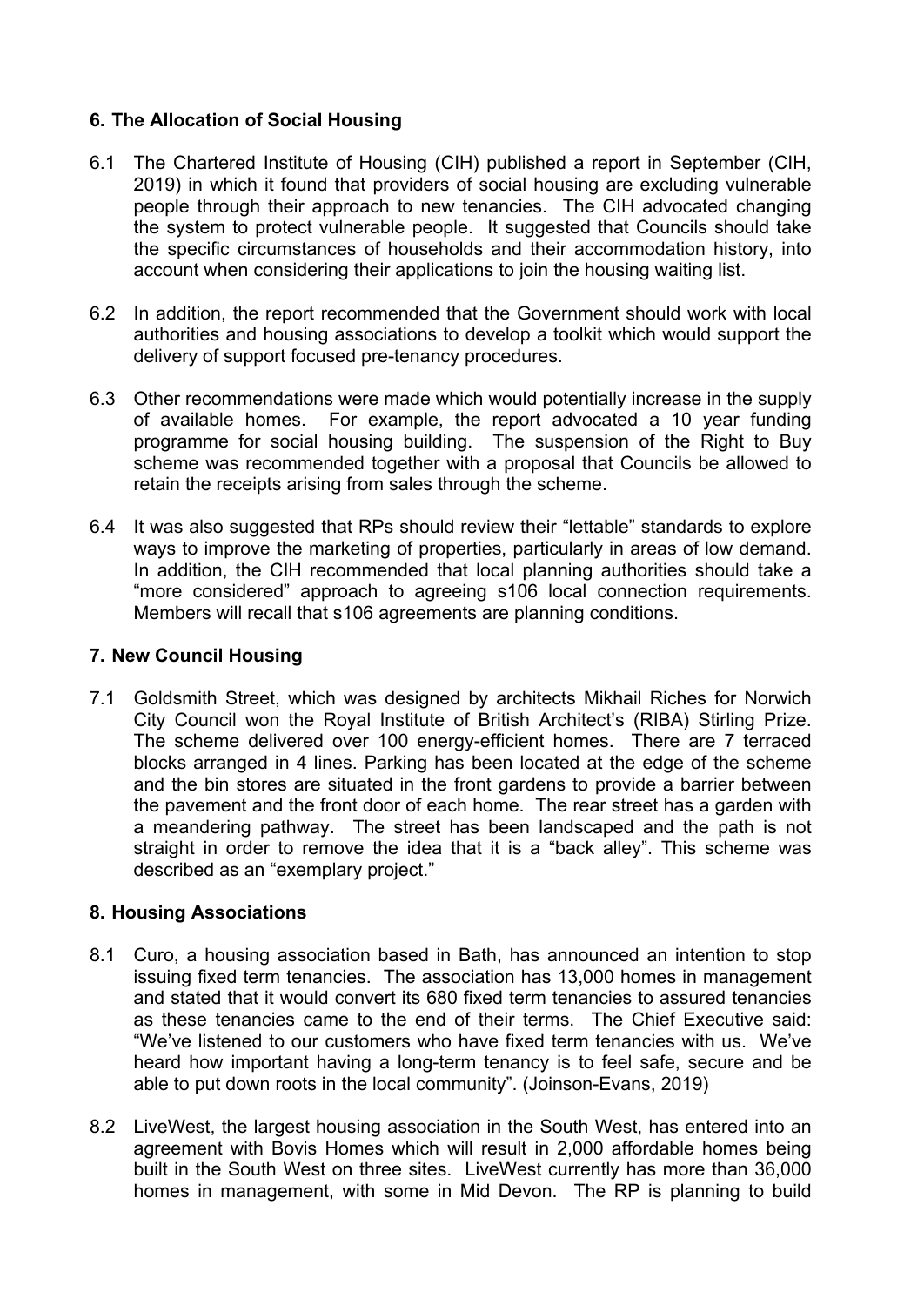## 6. The Allocation of Social Housing

6.1 The Chartered Institute of Housing (CIH) published a report in September (CIH, 2019) in which it found that providers of social housing are excluding vulnerable people through their approach to new tenancies. The CIH advocated changing the system to protect vulnerable people. It suggested that Councils should take the specific circumstances of households and their accommodation history, into account when considering their applications to join the housing waiting list.

6.2 In addition, the report recommended that the Government should work with local authorities and housing associations to develop a toolkit which would support the delivery of support focused pre-tenancy procedures.

6.3 Other recommendations were made which would potentially increase in the supply of available homes. For example, the report advocated a 10 year funding programme for social housing building. The suspension of the Right to Buy scheme was recommended together with a proposal that Councils be allowed to retain the receipts arising from sales through the scheme.

6.4 It was also suggested that RPs should review their "lettable" standards to explore ways to improve the marketing of properties, particularly in areas of low demand. In addition, the CIH recommended that local planning authorities should take a "more considered" approach to agreeing s106 local connection requirements. Members will recall that s106 agreements are planning conditions.

## 7. New Council Housing

7.1 Goldsmith Street, which was designed by architects Mikhail Riches for Norwich City Council won the Royal Institute of British Architect's (RIBA) Stirling Prize. The scheme delivered over 100 energy-efficient homes. There are 7 terraced blocks arranged in 4 lines. Parking has been located at the edge of the scheme and the bin stores are situated in the front gardens to provide a barrier between the pavement and the front door of each home. The rear street has a garden with a meandering pathway. The street has been landscaped and the path is not straight in order to remove the idea that it is a "back alley". This scheme was described as an "exemplary project."

## 8. Housing Associations

8.1 Curo, a housing association based in Bath, has announced an intention to stop issuing fixed term tenancies. The association has 13,000 homes in management and stated that it would convert its 680 fixed term tenancies to assured tenancies as these tenancies came to the end of their terms. The Chief Executive said: "We've listened to our customers who have fixed term tenancies with us. We've heard how important having a long-term tenancy is to feel safe, secure and be able to put down roots in the local community". (Joinson-Evans, 2019)

8.2 LiveWest, the largest housing association in the South West, has entered into an agreement with Bovis Homes which will result in 2,000 affordable homes being built in the South West on three sites. LiveWest currently has more than 36,000 homes in management, with some in Mid Devon. The RP is planning to build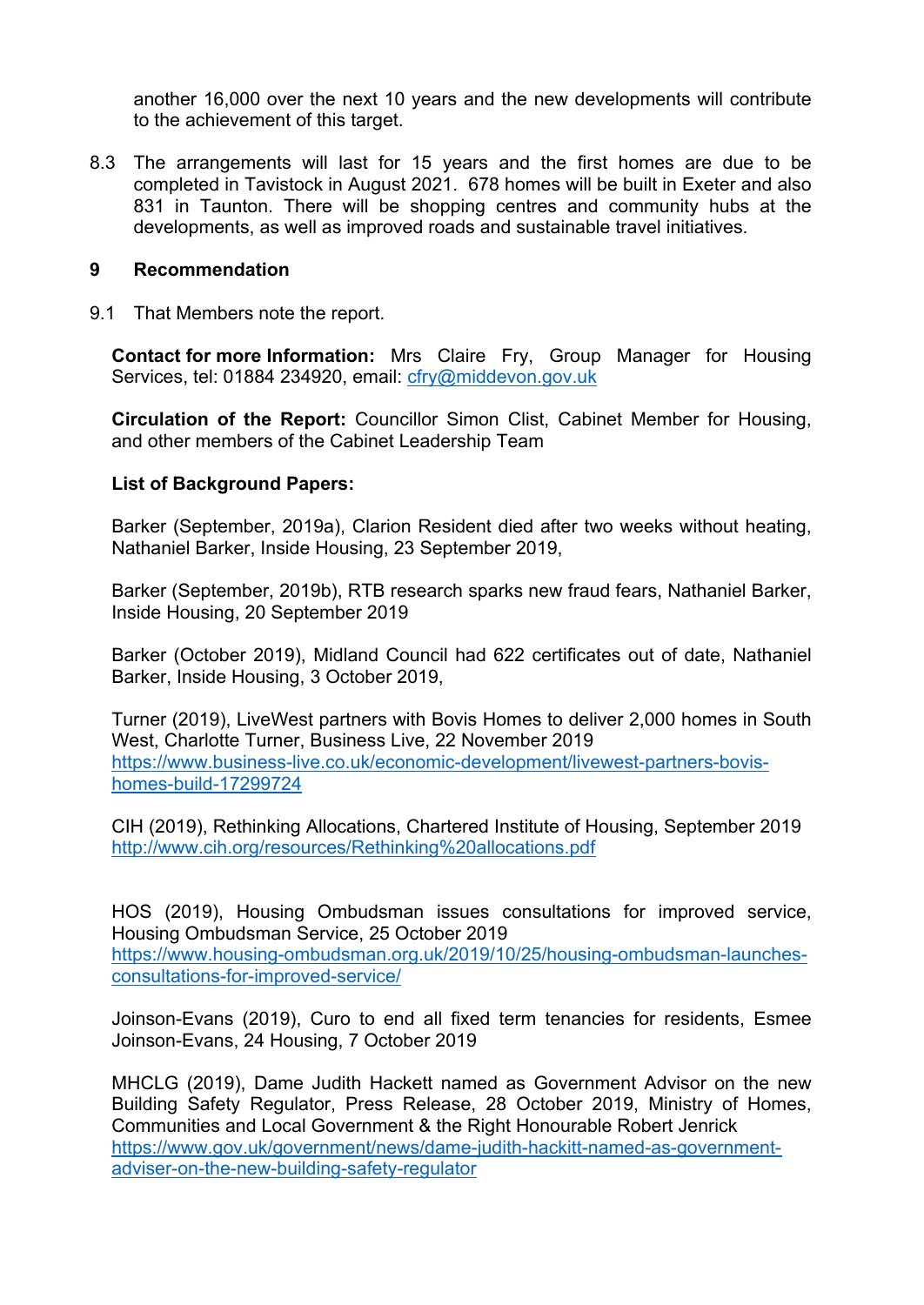another 16,000 over the next 10 years and the new developments will contribute to the achievement of this target.

8.3 The arrangements will last for 15 years and the first homes are due to be completed in Tavistock in August 2021. 678 homes will be built in Exeter and also 831 in Taunton. There will be shopping centres and community hubs at the developments, as well as improved roads and sustainable travel initiatives.

## 9 Recommendation

9.1 That Members note the report.

**Contact for more Information:** Mrs Claire Fry, Group Manager for Housing Services, tel: 01884 234920, email: cfry@middevon.gov.uk

**Circulation of the Report:** Councillor Simon Clist, Cabinet Member for Housing, and other members of the Cabinet Leadership Team

**List of Background Papers:**

Barker (September, 2019a), Clarion Resident died after two weeks without heating, Nathaniel Barker, Inside Housing, 23 September 2019,

Barker (September, 2019b), RTB research sparks new fraud fears, Nathaniel Barker, Inside Housing, 20 September 2019

Barker (October 2019), Midland Council had 622 certificates out of date, Nathaniel Barker, Inside Housing, 3 October 2019,

Turner (2019), LiveWest partners with Bovis Homes to deliver 2,000 homes in South West, Charlotte Turner, Business Live, 22 November 2019
https://www.business-live.co.uk/economic-development/livewest-partners-bovis-homes-build-17299724

CIH (2019), Rethinking Allocations, Chartered Institute of Housing, September 2019
http://www.cih.org/resources/Rethinking%20allocations.pdf

HOS (2019), Housing Ombudsman issues consultations for improved service, Housing Ombudsman Service, 25 October 2019
https://www.housing-ombudsman.org.uk/2019/10/25/housing-ombudsman-launches-consultations-for-improved-service/

Joinson-Evans (2019), Curo to end all fixed term tenancies for residents, Esmee Joinson-Evans, 24 Housing, 7 October 2019

MHCLG (2019), Dame Judith Hackett named as Government Advisor on the new Building Safety Regulator, Press Release, 28 October 2019, Ministry of Homes, Communities and Local Government & the Right Honourable Robert Jenrick
https://www.gov.uk/government/news/dame-judith-hackitt-named-as-government-adviser-on-the-new-building-safety-regulator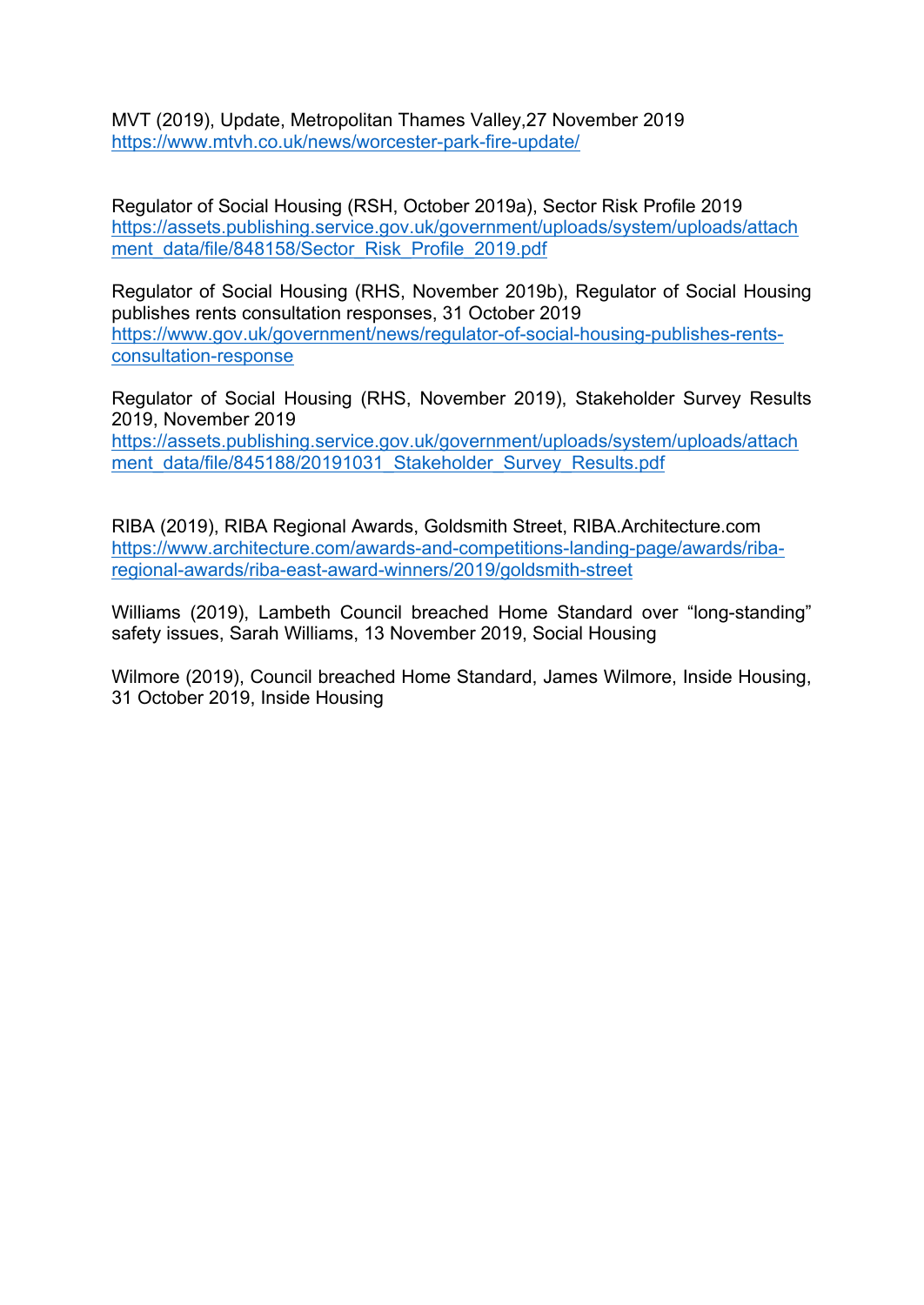MVT (2019), Update, Metropolitan Thames Valley,27 November 2019
https://www.mtvh.co.uk/news/worcester-park-fire-update/

Regulator of Social Housing (RSH, October 2019a), Sector Risk Profile 2019
https://assets.publishing.service.gov.uk/government/uploads/system/uploads/attachment_data/file/848158/Sector_Risk_Profile_2019.pdf

Regulator of Social Housing (RHS, November 2019b), Regulator of Social Housing publishes rents consultation responses, 31 October 2019
https://www.gov.uk/government/news/regulator-of-social-housing-publishes-rents-consultation-response

Regulator of Social Housing (RHS, November 2019), Stakeholder Survey Results 2019, November 2019
https://assets.publishing.service.gov.uk/government/uploads/system/uploads/attachment_data/file/845188/20191031_Stakeholder_Survey_Results.pdf

RIBA (2019), RIBA Regional Awards, Goldsmith Street, RIBA.Architecture.com
https://www.architecture.com/awards-and-competitions-landing-page/awards/riba-regional-awards/riba-east-award-winners/2019/goldsmith-street

Williams (2019), Lambeth Council breached Home Standard over "long-standing" safety issues, Sarah Williams, 13 November 2019, Social Housing

Wilmore (2019), Council breached Home Standard, James Wilmore, Inside Housing, 31 October 2019, Inside Housing